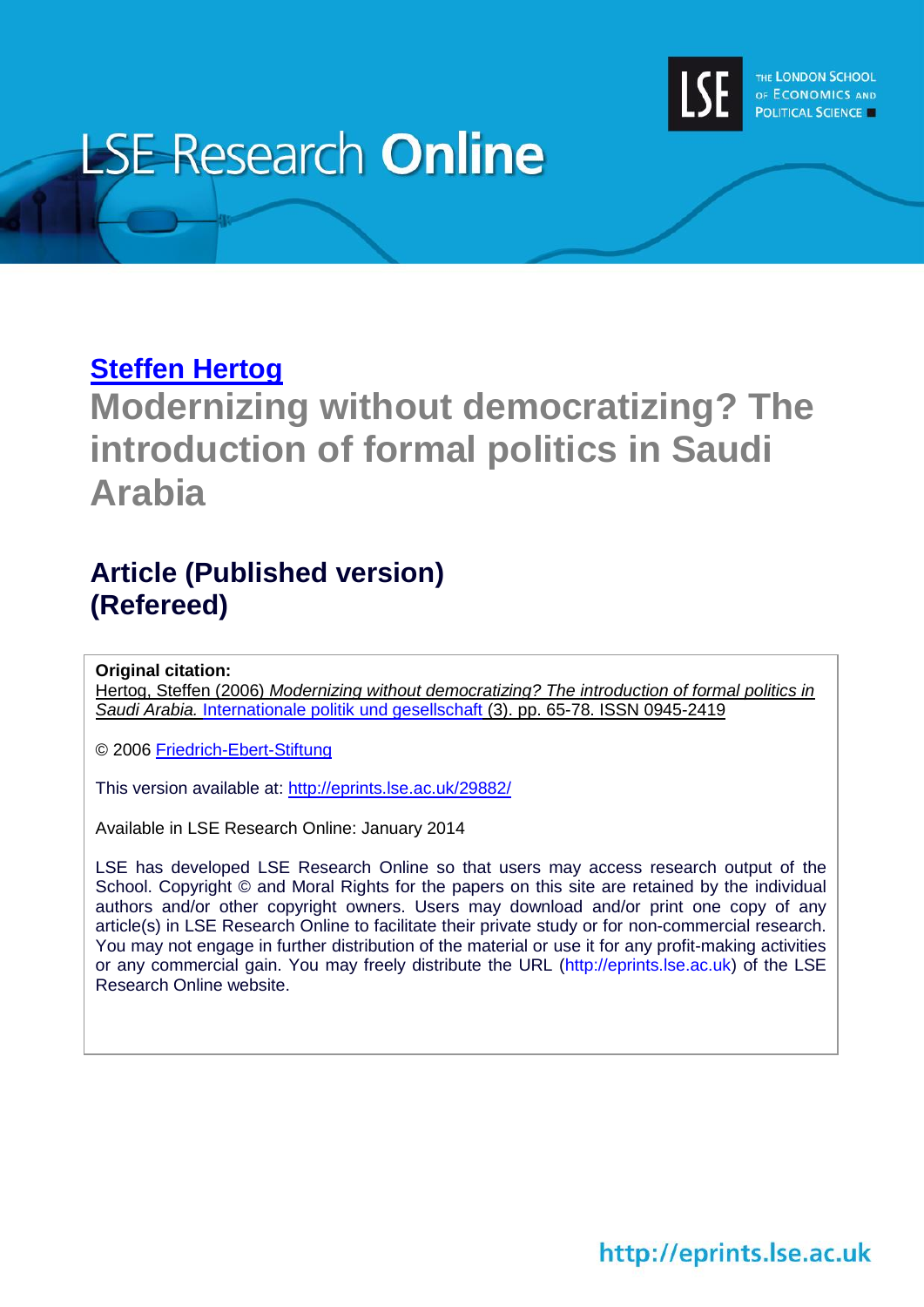LSE Research **Online**

THE LONDON SCHOOL OF ECONOMICS AND POLITICAL SCIENCE

**Steffen Hertog**

# Modernizing without democratizing? The introduction of formal politics in Saudi Arabia

## Article (Published version) (Refereed)

**Original citation:**
Hertog, Steffen (2006) *Modernizing without democratizing? The introduction of formal politics in Saudi Arabia.* Internationale politik und gesellschaft (3). pp. 65-78. ISSN 0945-2419

© 2006 Friedrich-Ebert-Stiftung

This version available at: http://eprints.lse.ac.uk/29882/

Available in LSE Research Online: January 2014

LSE has developed LSE Research Online so that users may access research output of the School. Copyright © and Moral Rights for the papers on this site are retained by the individual authors and/or other copyright owners. Users may download and/or print one copy of any article(s) in LSE Research Online to facilitate their private study or for non-commercial research. You may not engage in further distribution of the material or use it for any profit-making activities or any commercial gain. You may freely distribute the URL (http://eprints.lse.ac.uk) of the LSE Research Online website.

http://eprints.lse.ac.uk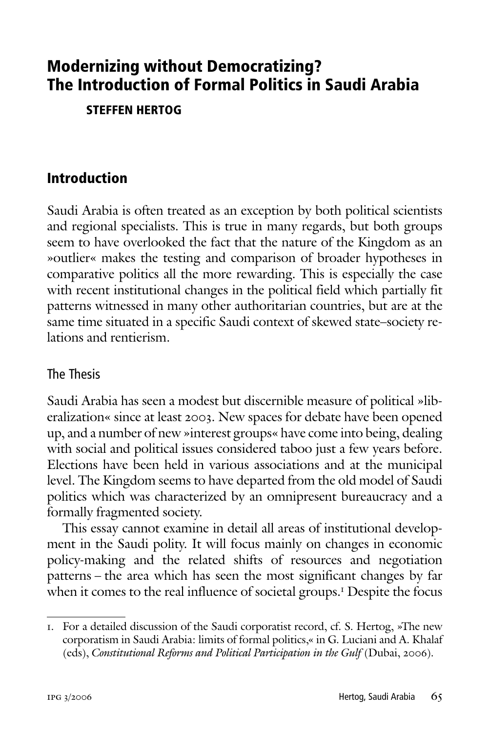# Modernizing without Democratizing? The Introduction of Formal Politics in Saudi Arabia

**STEFFEN HERTOG**

## Introduction

Saudi Arabia is often treated as an exception by both political scientists and regional specialists. This is true in many regards, but both groups seem to have overlooked the fact that the nature of the Kingdom as an »outlier« makes the testing and comparison of broader hypotheses in comparative politics all the more rewarding. This is especially the case with recent institutional changes in the political field which partially fit patterns witnessed in many other authoritarian countries, but are at the same time situated in a specific Saudi context of skewed state–society relations and rentierism.

### The Thesis

Saudi Arabia has seen a modest but discernible measure of political »liberalization« since at least 2003. New spaces for debate have been opened up, and a number of new »interest groups« have come into being, dealing with social and political issues considered taboo just a few years before. Elections have been held in various associations and at the municipal level. The Kingdom seems to have departed from the old model of Saudi politics which was characterized by an omnipresent bureaucracy and a formally fragmented society.

This essay cannot examine in detail all areas of institutional development in the Saudi polity. It will focus mainly on changes in economic policy-making and the related shifts of resources and negotiation patterns – the area which has seen the most significant changes by far when it comes to the real influence of societal groups.[1] Despite the focus

---

1. For a detailed discussion of the Saudi corporatist record, cf. S. Hertog, »The new corporatism in Saudi Arabia: limits of formal politics,« in G. Luciani and A. Khalaf (eds), *Constitutional Reforms and Political Participation in the Gulf* (Dubai, 2006).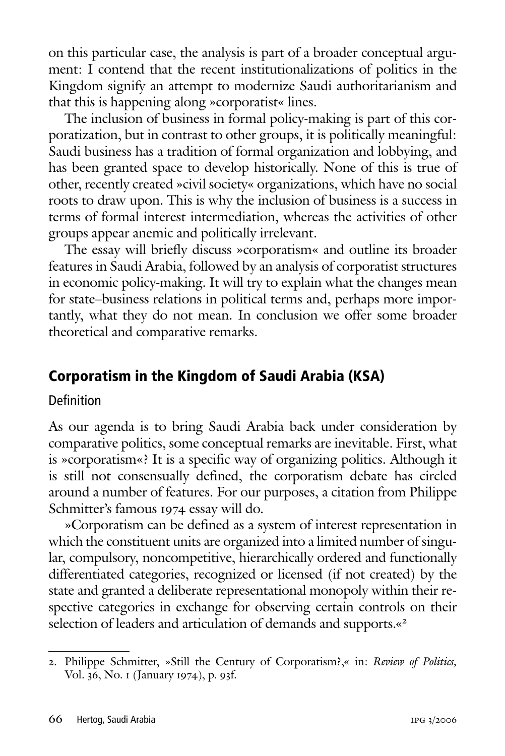on this particular case, the analysis is part of a broader conceptual argument: I contend that the recent institutionalizations of politics in the Kingdom signify an attempt to modernize Saudi authoritarianism and that this is happening along »corporatist« lines.

The inclusion of business in formal policy-making is part of this corporatization, but in contrast to other groups, it is politically meaningful: Saudi business has a tradition of formal organization and lobbying, and has been granted space to develop historically. None of this is true of other, recently created »civil society« organizations, which have no social roots to draw upon. This is why the inclusion of business is a success in terms of formal interest intermediation, whereas the activities of other groups appear anemic and politically irrelevant.

The essay will briefly discuss »corporatism« and outline its broader features in Saudi Arabia, followed by an analysis of corporatist structures in economic policy-making. It will try to explain what the changes mean for state–business relations in political terms and, perhaps more importantly, what they do not mean. In conclusion we offer some broader theoretical and comparative remarks.

## Corporatism in the Kingdom of Saudi Arabia (KSA)

### Definition

As our agenda is to bring Saudi Arabia back under consideration by comparative politics, some conceptual remarks are inevitable. First, what is »corporatism«? It is a specific way of organizing politics. Although it is still not consensually defined, the corporatism debate has circled around a number of features. For our purposes, a citation from Philippe Schmitter's famous 1974 essay will do.

»Corporatism can be defined as a system of interest representation in which the constituent units are organized into a limited number of singular, compulsory, noncompetitive, hierarchically ordered and functionally differentiated categories, recognized or licensed (if not created) by the state and granted a deliberate representational monopoly within their respective categories in exchange for observing certain controls on their selection of leaders and articulation of demands and supports.«[2]

---

2. Philippe Schmitter, »Still the Century of Corporatism?,« in: *Review of Politics,* Vol. 36, No. 1 (January 1974), p. 93f.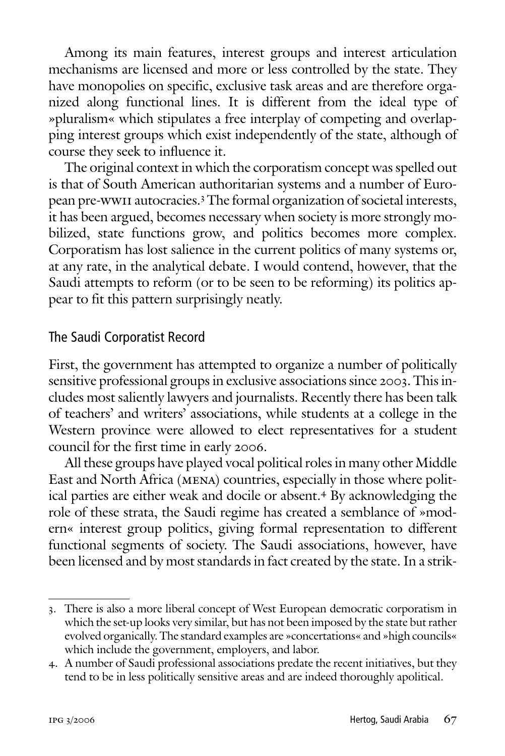Among its main features, interest groups and interest articulation mechanisms are licensed and more or less controlled by the state. They have monopolies on specific, exclusive task areas and are therefore organized along functional lines. It is different from the ideal type of »pluralism« which stipulates a free interplay of competing and overlapping interest groups which exist independently of the state, although of course they seek to influence it.

The original context in which the corporatism concept was spelled out is that of South American authoritarian systems and a number of European pre-WWII autocracies.[3] The formal organization of societal interests, it has been argued, becomes necessary when society is more strongly mobilized, state functions grow, and politics becomes more complex. Corporatism has lost salience in the current politics of many systems or, at any rate, in the analytical debate. I would contend, however, that the Saudi attempts to reform (or to be seen to be reforming) its politics appear to fit this pattern surprisingly neatly.

## The Saudi Corporatist Record

First, the government has attempted to organize a number of politically sensitive professional groups in exclusive associations since 2003. This includes most saliently lawyers and journalists. Recently there has been talk of teachers' and writers' associations, while students at a college in the Western province were allowed to elect representatives for a student council for the first time in early 2006.

All these groups have played vocal political roles in many other Middle East and North Africa (MENA) countries, especially in those where political parties are either weak and docile or absent.[4] By acknowledging the role of these strata, the Saudi regime has created a semblance of »modern« interest group politics, giving formal representation to different functional segments of society. The Saudi associations, however, have been licensed and by most standards in fact created by the state. In a strik-

---

3. There is also a more liberal concept of West European democratic corporatism in which the set-up looks very similar, but has not been imposed by the state but rather evolved organically. The standard examples are »concertations« and »high councils« which include the government, employers, and labor.

4. A number of Saudi professional associations predate the recent initiatives, but they tend to be in less politically sensitive areas and are indeed thoroughly apolitical.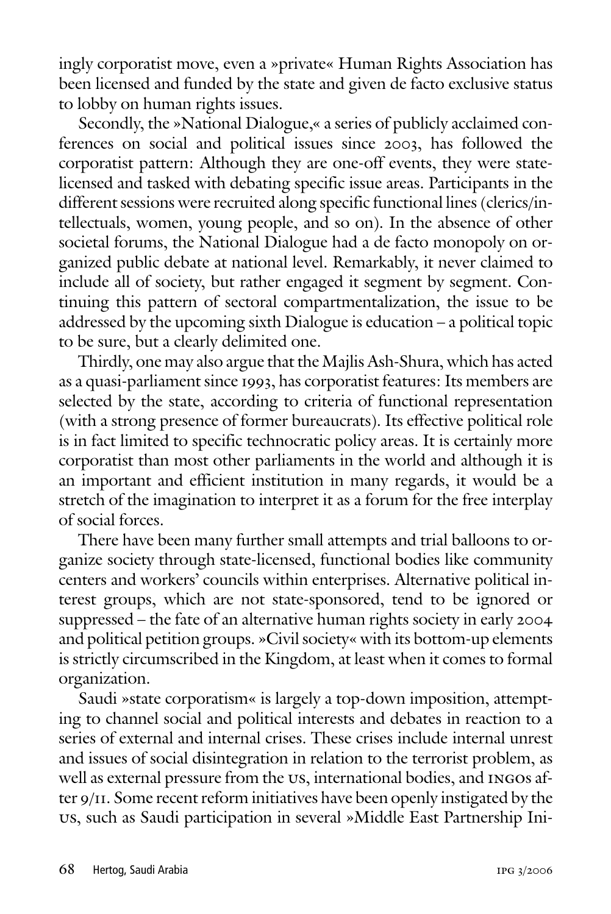ingly corporatist move, even a »private« Human Rights Association has been licensed and funded by the state and given de facto exclusive status to lobby on human rights issues.

Secondly, the »National Dialogue,« a series of publicly acclaimed conferences on social and political issues since 2003, has followed the corporatist pattern: Although they are one-off events, they were state-licensed and tasked with debating specific issue areas. Participants in the different sessions were recruited along specific functional lines (clerics/intellectuals, women, young people, and so on). In the absence of other societal forums, the National Dialogue had a de facto monopoly on organized public debate at national level. Remarkably, it never claimed to include all of society, but rather engaged it segment by segment. Continuing this pattern of sectoral compartmentalization, the issue to be addressed by the upcoming sixth Dialogue is education – a political topic to be sure, but a clearly delimited one.

Thirdly, one may also argue that the Majlis Ash-Shura, which has acted as a quasi-parliament since 1993, has corporatist features: Its members are selected by the state, according to criteria of functional representation (with a strong presence of former bureaucrats). Its effective political role is in fact limited to specific technocratic policy areas. It is certainly more corporatist than most other parliaments in the world and although it is an important and efficient institution in many regards, it would be a stretch of the imagination to interpret it as a forum for the free interplay of social forces.

There have been many further small attempts and trial balloons to organize society through state-licensed, functional bodies like community centers and workers' councils within enterprises. Alternative political interest groups, which are not state-sponsored, tend to be ignored or suppressed – the fate of an alternative human rights society in early 2004 and political petition groups. »Civil society« with its bottom-up elements is strictly circumscribed in the Kingdom, at least when it comes to formal organization.

Saudi »state corporatism« is largely a top-down imposition, attempting to channel social and political interests and debates in reaction to a series of external and internal crises. These crises include internal unrest and issues of social disintegration in relation to the terrorist problem, as well as external pressure from the US, international bodies, and INGOs after 9/11. Some recent reform initiatives have been openly instigated by the US, such as Saudi participation in several »Middle East Partnership Ini-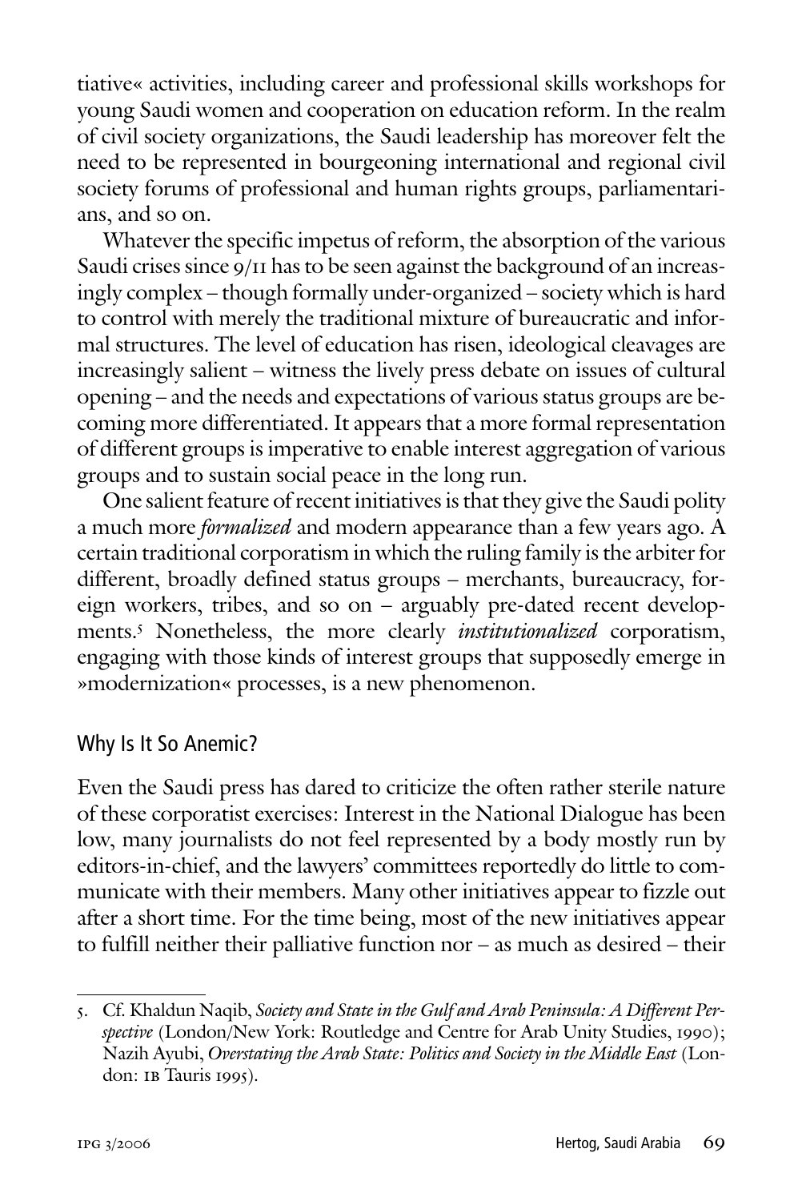tiative« activities, including career and professional skills workshops for young Saudi women and cooperation on education reform. In the realm of civil society organizations, the Saudi leadership has moreover felt the need to be represented in bourgeoning international and regional civil society forums of professional and human rights groups, parliamentarians, and so on.

Whatever the specific impetus of reform, the absorption of the various Saudi crises since 9/11 has to be seen against the background of an increasingly complex – though formally under-organized – society which is hard to control with merely the traditional mixture of bureaucratic and informal structures. The level of education has risen, ideological cleavages are increasingly salient – witness the lively press debate on issues of cultural opening – and the needs and expectations of various status groups are becoming more differentiated. It appears that a more formal representation of different groups is imperative to enable interest aggregation of various groups and to sustain social peace in the long run.

One salient feature of recent initiatives is that they give the Saudi polity a much more *formalized* and modern appearance than a few years ago. A certain traditional corporatism in which the ruling family is the arbiter for different, broadly defined status groups – merchants, bureaucracy, foreign workers, tribes, and so on – arguably pre-dated recent developments.[5] Nonetheless, the more clearly *institutionalized* corporatism, engaging with those kinds of interest groups that supposedly emerge in »modernization« processes, is a new phenomenon.

## Why Is It So Anemic?

Even the Saudi press has dared to criticize the often rather sterile nature of these corporatist exercises: Interest in the National Dialogue has been low, many journalists do not feel represented by a body mostly run by editors-in-chief, and the lawyers' committees reportedly do little to communicate with their members. Many other initiatives appear to fizzle out after a short time. For the time being, most of the new initiatives appear to fulfill neither their palliative function nor – as much as desired – their

---

5. Cf. Khaldun Naqib, *Society and State in the Gulf and Arab Peninsula: A Different Perspective* (London/New York: Routledge and Centre for Arab Unity Studies, 1990); Nazih Ayubi, *Overstating the Arab State: Politics and Society in the Middle East* (London: IB Tauris 1995).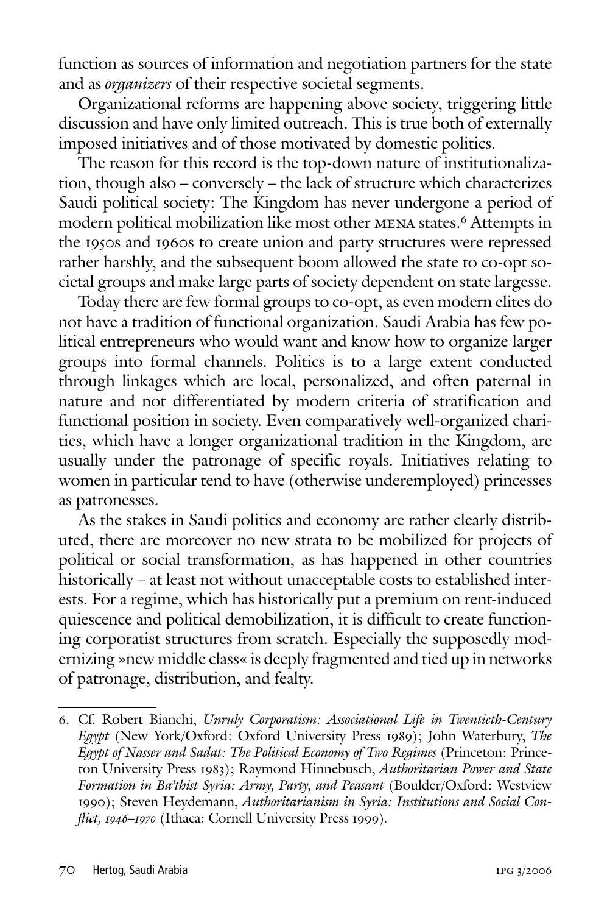function as sources of information and negotiation partners for the state and as *organizers* of their respective societal segments.

Organizational reforms are happening above society, triggering little discussion and have only limited outreach. This is true both of externally imposed initiatives and of those motivated by domestic politics.

The reason for this record is the top-down nature of institutionalization, though also – conversely – the lack of structure which characterizes Saudi political society: The Kingdom has never undergone a period of modern political mobilization like most other MENA states.[6] Attempts in the 1950s and 1960s to create union and party structures were repressed rather harshly, and the subsequent boom allowed the state to co-opt societal groups and make large parts of society dependent on state largesse.

Today there are few formal groups to co-opt, as even modern elites do not have a tradition of functional organization. Saudi Arabia has few political entrepreneurs who would want and know how to organize larger groups into formal channels. Politics is to a large extent conducted through linkages which are local, personalized, and often paternal in nature and not differentiated by modern criteria of stratification and functional position in society. Even comparatively well-organized charities, which have a longer organizational tradition in the Kingdom, are usually under the patronage of specific royals. Initiatives relating to women in particular tend to have (otherwise underemployed) princesses as patronesses.

As the stakes in Saudi politics and economy are rather clearly distributed, there are moreover no new strata to be mobilized for projects of political or social transformation, as has happened in other countries historically – at least not without unacceptable costs to established interests. For a regime, which has historically put a premium on rent-induced quiescence and political demobilization, it is difficult to create functioning corporatist structures from scratch. Especially the supposedly modernizing »new middle class« is deeply fragmented and tied up in networks of patronage, distribution, and fealty.

---

6. Cf. Robert Bianchi, *Unruly Corporatism: Associational Life in Twentieth-Century Egypt* (New York/Oxford: Oxford University Press 1989); John Waterbury, *The Egypt of Nasser and Sadat: The Political Economy of Two Regimes* (Princeton: Princeton University Press 1983); Raymond Hinnebusch, *Authoritarian Power and State Formation in Ba'thist Syria: Army, Party, and Peasant* (Boulder/Oxford: Westview 1990); Steven Heydemann, *Authoritarianism in Syria: Institutions and Social Conflict, 1946–1970* (Ithaca: Cornell University Press 1999).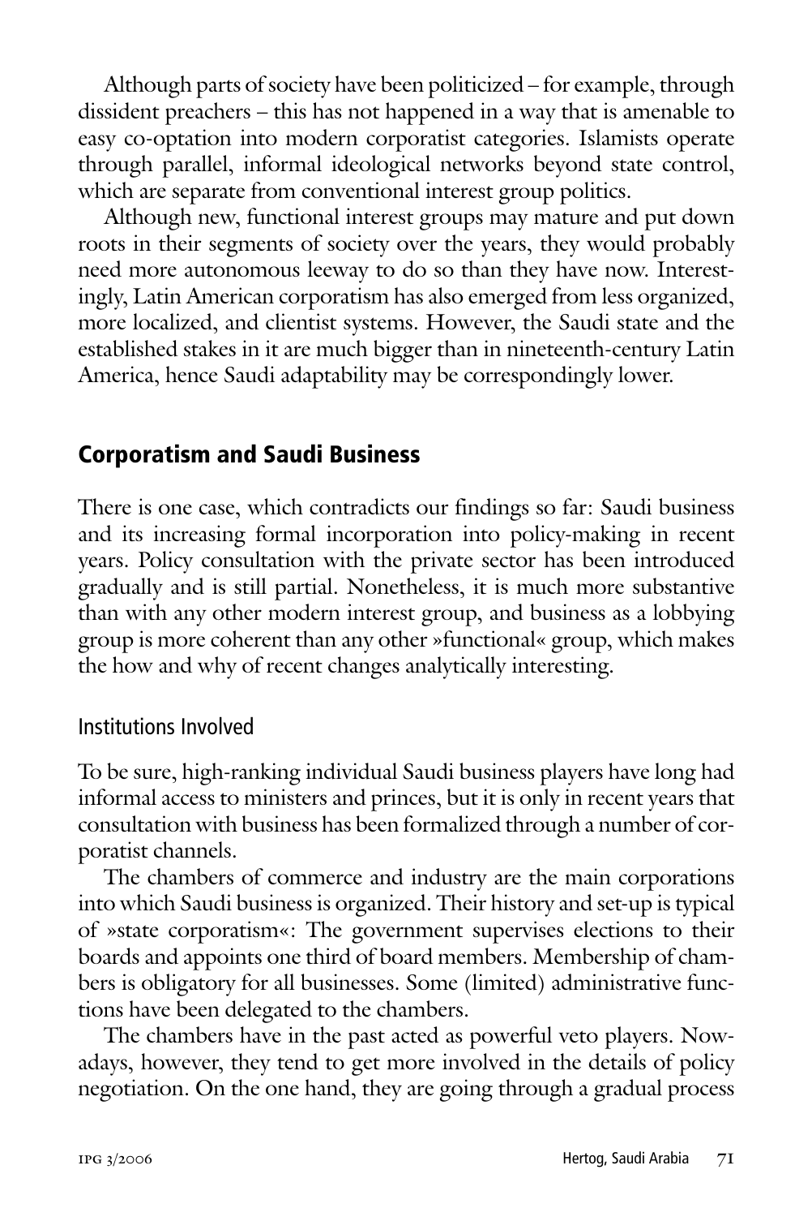Although parts of society have been politicized – for example, through dissident preachers – this has not happened in a way that is amenable to easy co-optation into modern corporatist categories. Islamists operate through parallel, informal ideological networks beyond state control, which are separate from conventional interest group politics.

Although new, functional interest groups may mature and put down roots in their segments of society over the years, they would probably need more autonomous leeway to do so than they have now. Interestingly, Latin American corporatism has also emerged from less organized, more localized, and clientist systems. However, the Saudi state and the established stakes in it are much bigger than in nineteenth-century Latin America, hence Saudi adaptability may be correspondingly lower.

## Corporatism and Saudi Business

There is one case, which contradicts our findings so far: Saudi business and its increasing formal incorporation into policy-making in recent years. Policy consultation with the private sector has been introduced gradually and is still partial. Nonetheless, it is much more substantive than with any other modern interest group, and business as a lobbying group is more coherent than any other »functional« group, which makes the how and why of recent changes analytically interesting.

### Institutions Involved

To be sure, high-ranking individual Saudi business players have long had informal access to ministers and princes, but it is only in recent years that consultation with business has been formalized through a number of corporatist channels.

The chambers of commerce and industry are the main corporations into which Saudi business is organized. Their history and set-up is typical of »state corporatism«: The government supervises elections to their boards and appoints one third of board members. Membership of chambers is obligatory for all businesses. Some (limited) administrative functions have been delegated to the chambers.

The chambers have in the past acted as powerful veto players. Nowadays, however, they tend to get more involved in the details of policy negotiation. On the one hand, they are going through a gradual process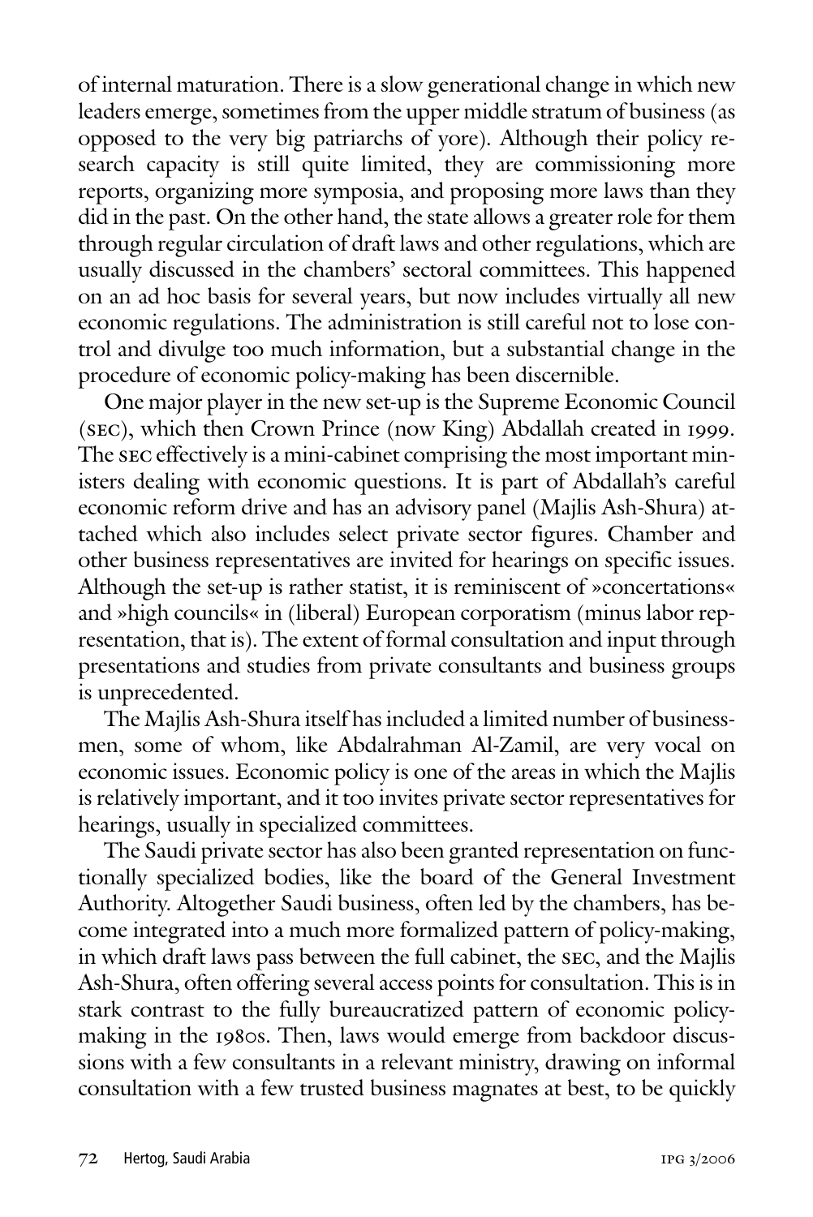of internal maturation. There is a slow generational change in which new leaders emerge, sometimes from the upper middle stratum of business (as opposed to the very big patriarchs of yore). Although their policy research capacity is still quite limited, they are commissioning more reports, organizing more symposia, and proposing more laws than they did in the past. On the other hand, the state allows a greater role for them through regular circulation of draft laws and other regulations, which are usually discussed in the chambers' sectoral committees. This happened on an ad hoc basis for several years, but now includes virtually all new economic regulations. The administration is still careful not to lose control and divulge too much information, but a substantial change in the procedure of economic policy-making has been discernible.

One major player in the new set-up is the Supreme Economic Council (SEC), which then Crown Prince (now King) Abdallah created in 1999. The SEC effectively is a mini-cabinet comprising the most important ministers dealing with economic questions. It is part of Abdallah's careful economic reform drive and has an advisory panel (Majlis Ash-Shura) attached which also includes select private sector figures. Chamber and other business representatives are invited for hearings on specific issues. Although the set-up is rather statist, it is reminiscent of »concertations« and »high councils« in (liberal) European corporatism (minus labor representation, that is). The extent of formal consultation and input through presentations and studies from private consultants and business groups is unprecedented.

The Majlis Ash-Shura itself has included a limited number of businessmen, some of whom, like Abdalrahman Al-Zamil, are very vocal on economic issues. Economic policy is one of the areas in which the Majlis is relatively important, and it too invites private sector representatives for hearings, usually in specialized committees.

The Saudi private sector has also been granted representation on functionally specialized bodies, like the board of the General Investment Authority. Altogether Saudi business, often led by the chambers, has become integrated into a much more formalized pattern of policy-making, in which draft laws pass between the full cabinet, the SEC, and the Majlis Ash-Shura, often offering several access points for consultation. This is in stark contrast to the fully bureaucratized pattern of economic policy-making in the 1980s. Then, laws would emerge from backdoor discussions with a few consultants in a relevant ministry, drawing on informal consultation with a few trusted business magnates at best, to be quickly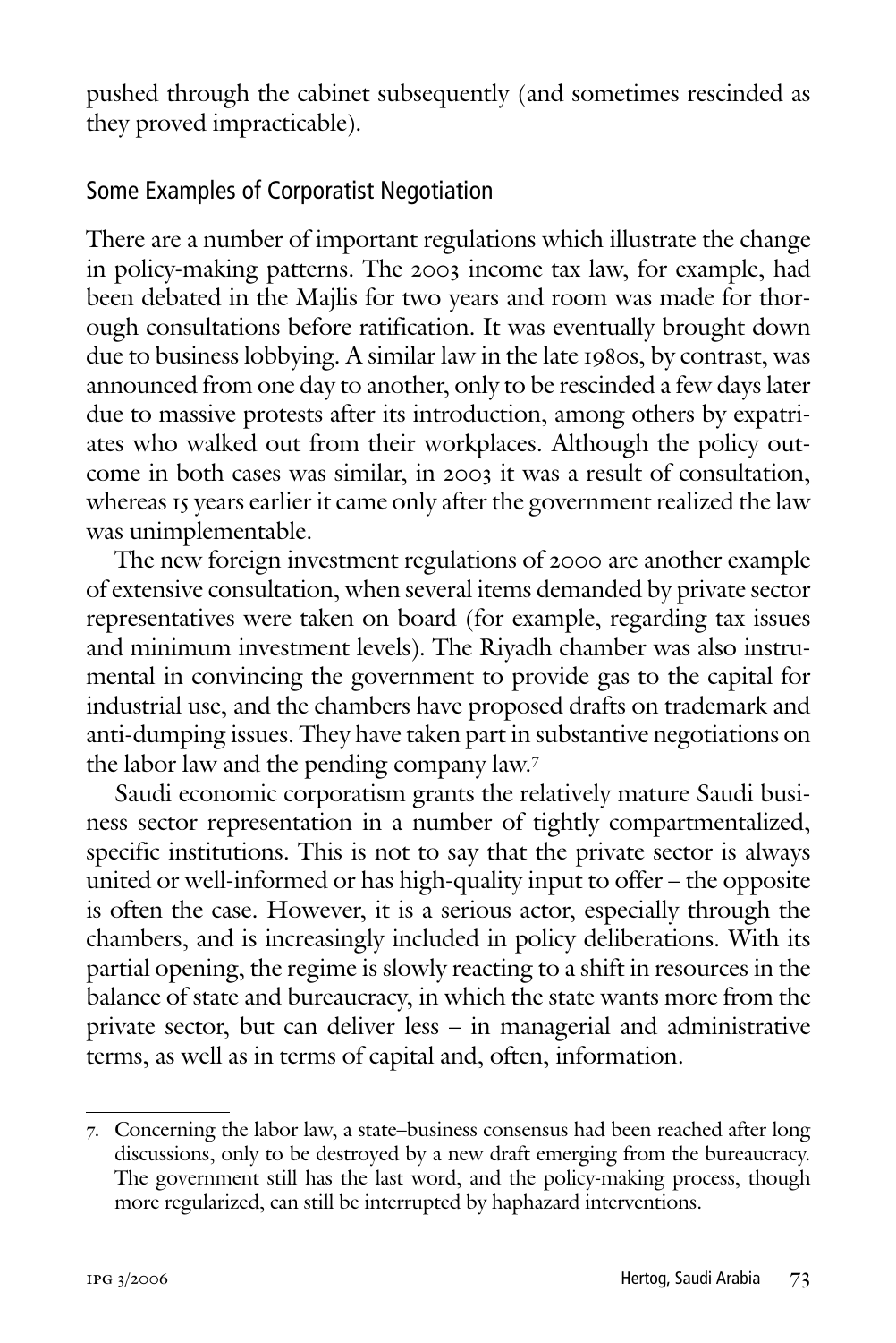pushed through the cabinet subsequently (and sometimes rescinded as they proved impracticable).

## Some Examples of Corporatist Negotiation

There are a number of important regulations which illustrate the change in policy-making patterns. The 2003 income tax law, for example, had been debated in the Majlis for two years and room was made for thorough consultations before ratification. It was eventually brought down due to business lobbying. A similar law in the late 1980s, by contrast, was announced from one day to another, only to be rescinded a few days later due to massive protests after its introduction, among others by expatriates who walked out from their workplaces. Although the policy outcome in both cases was similar, in 2003 it was a result of consultation, whereas 15 years earlier it came only after the government realized the law was unimplementable.

The new foreign investment regulations of 2000 are another example of extensive consultation, when several items demanded by private sector representatives were taken on board (for example, regarding tax issues and minimum investment levels). The Riyadh chamber was also instrumental in convincing the government to provide gas to the capital for industrial use, and the chambers have proposed drafts on trademark and anti-dumping issues. They have taken part in substantive negotiations on the labor law and the pending company law.[7]

Saudi economic corporatism grants the relatively mature Saudi business sector representation in a number of tightly compartmentalized, specific institutions. This is not to say that the private sector is always united or well-informed or has high-quality input to offer – the opposite is often the case. However, it is a serious actor, especially through the chambers, and is increasingly included in policy deliberations. With its partial opening, the regime is slowly reacting to a shift in resources in the balance of state and bureaucracy, in which the state wants more from the private sector, but can deliver less – in managerial and administrative terms, as well as in terms of capital and, often, information.

---

7. Concerning the labor law, a state–business consensus had been reached after long discussions, only to be destroyed by a new draft emerging from the bureaucracy. The government still has the last word, and the policy-making process, though more regularized, can still be interrupted by haphazard interventions.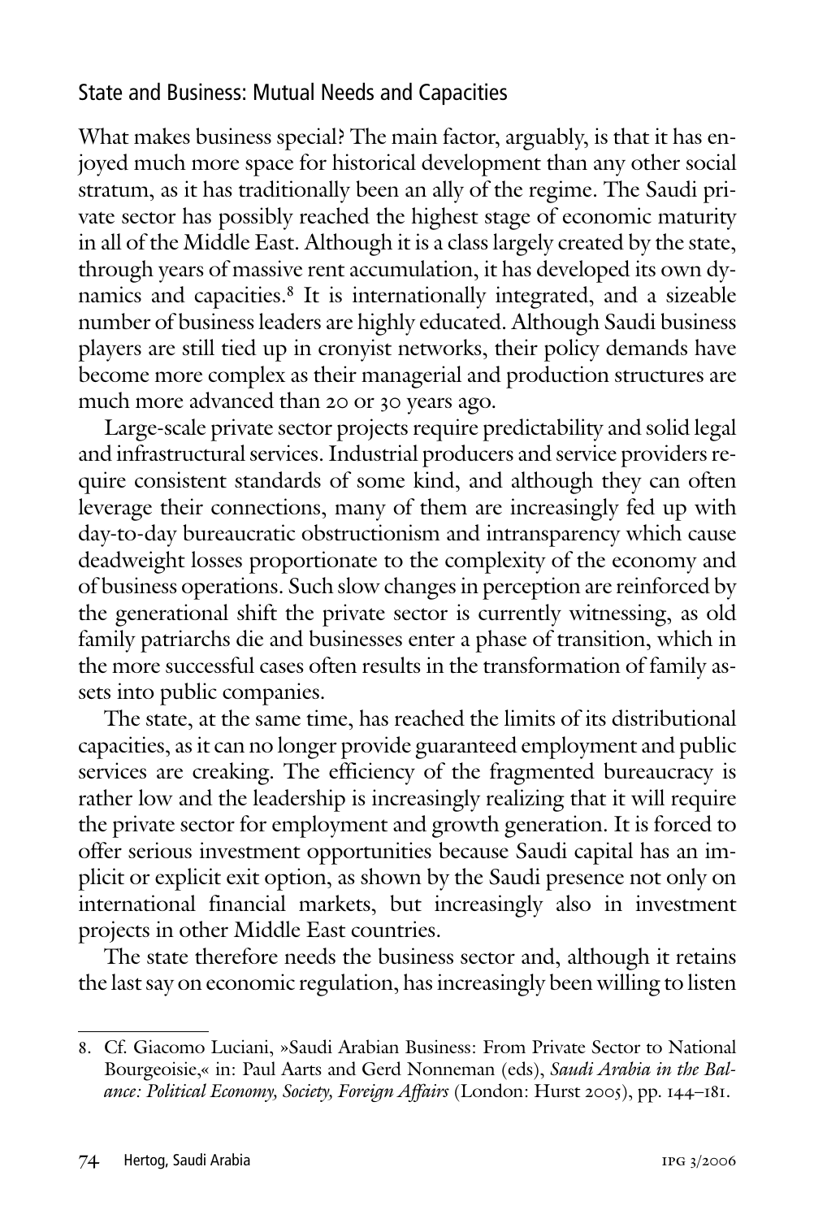## State and Business: Mutual Needs and Capacities

What makes business special? The main factor, arguably, is that it has enjoyed much more space for historical development than any other social stratum, as it has traditionally been an ally of the regime. The Saudi private sector has possibly reached the highest stage of economic maturity in all of the Middle East. Although it is a class largely created by the state, through years of massive rent accumulation, it has developed its own dynamics and capacities.[8] It is internationally integrated, and a sizeable number of business leaders are highly educated. Although Saudi business players are still tied up in cronyist networks, their policy demands have become more complex as their managerial and production structures are much more advanced than 20 or 30 years ago.

Large-scale private sector projects require predictability and solid legal and infrastructural services. Industrial producers and service providers require consistent standards of some kind, and although they can often leverage their connections, many of them are increasingly fed up with day-to-day bureaucratic obstructionism and intransparency which cause deadweight losses proportionate to the complexity of the economy and of business operations. Such slow changes in perception are reinforced by the generational shift the private sector is currently witnessing, as old family patriarchs die and businesses enter a phase of transition, which in the more successful cases often results in the transformation of family assets into public companies.

The state, at the same time, has reached the limits of its distributional capacities, as it can no longer provide guaranteed employment and public services are creaking. The efficiency of the fragmented bureaucracy is rather low and the leadership is increasingly realizing that it will require the private sector for employment and growth generation. It is forced to offer serious investment opportunities because Saudi capital has an implicit or explicit exit option, as shown by the Saudi presence not only on international financial markets, but increasingly also in investment projects in other Middle East countries.

The state therefore needs the business sector and, although it retains the last say on economic regulation, has increasingly been willing to listen

---

8. Cf. Giacomo Luciani, »Saudi Arabian Business: From Private Sector to National Bourgeoisie,« in: Paul Aarts and Gerd Nonneman (eds), *Saudi Arabia in the Balance: Political Economy, Society, Foreign Affairs* (London: Hurst 2005), pp. 144–181.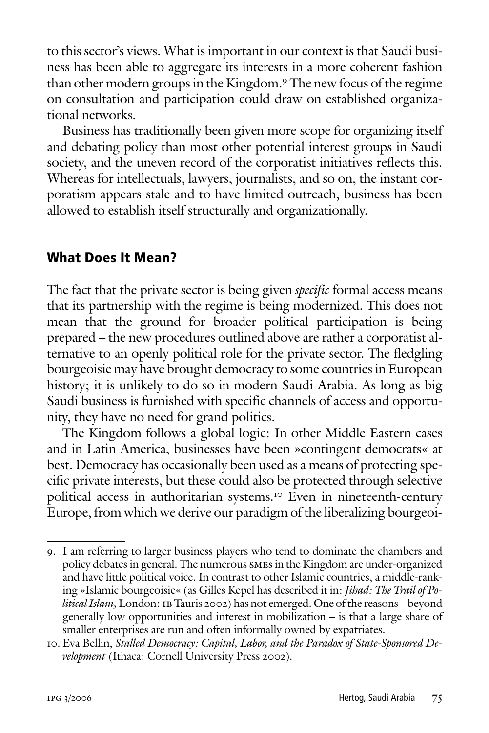to this sector's views. What is important in our context is that Saudi business has been able to aggregate its interests in a more coherent fashion than other modern groups in the Kingdom.[9] The new focus of the regime on consultation and participation could draw on established organizational networks.

Business has traditionally been given more scope for organizing itself and debating policy than most other potential interest groups in Saudi society, and the uneven record of the corporatist initiatives reflects this. Whereas for intellectuals, lawyers, journalists, and so on, the instant corporatism appears stale and to have limited outreach, business has been allowed to establish itself structurally and organizationally.

## What Does It Mean?

The fact that the private sector is being given *specific* formal access means that its partnership with the regime is being modernized. This does not mean that the ground for broader political participation is being prepared – the new procedures outlined above are rather a corporatist alternative to an openly political role for the private sector. The fledgling bourgeoisie may have brought democracy to some countries in European history; it is unlikely to do so in modern Saudi Arabia. As long as big Saudi business is furnished with specific channels of access and opportunity, they have no need for grand politics.

The Kingdom follows a global logic: In other Middle Eastern cases and in Latin America, businesses have been »contingent democrats« at best. Democracy has occasionally been used as a means of protecting specific private interests, but these could also be protected through selective political access in authoritarian systems.[10] Even in nineteenth-century Europe, from which we derive our paradigm of the liberalizing bourgeoi-

---

9. I am referring to larger business players who tend to dominate the chambers and policy debates in general. The numerous SMEs in the Kingdom are under-organized and have little political voice. In contrast to other Islamic countries, a middle-ranking »Islamic bourgeoisie« (as Gilles Kepel has described it in: *Jihad: The Trail of Political Islam*, London: IB Tauris 2002) has not emerged. One of the reasons – beyond generally low opportunities and interest in mobilization – is that a large share of smaller enterprises are run and often informally owned by expatriates.

10. Eva Bellin, *Stalled Democracy: Capital, Labor, and the Paradox of State-Sponsored Development* (Ithaca: Cornell University Press 2002).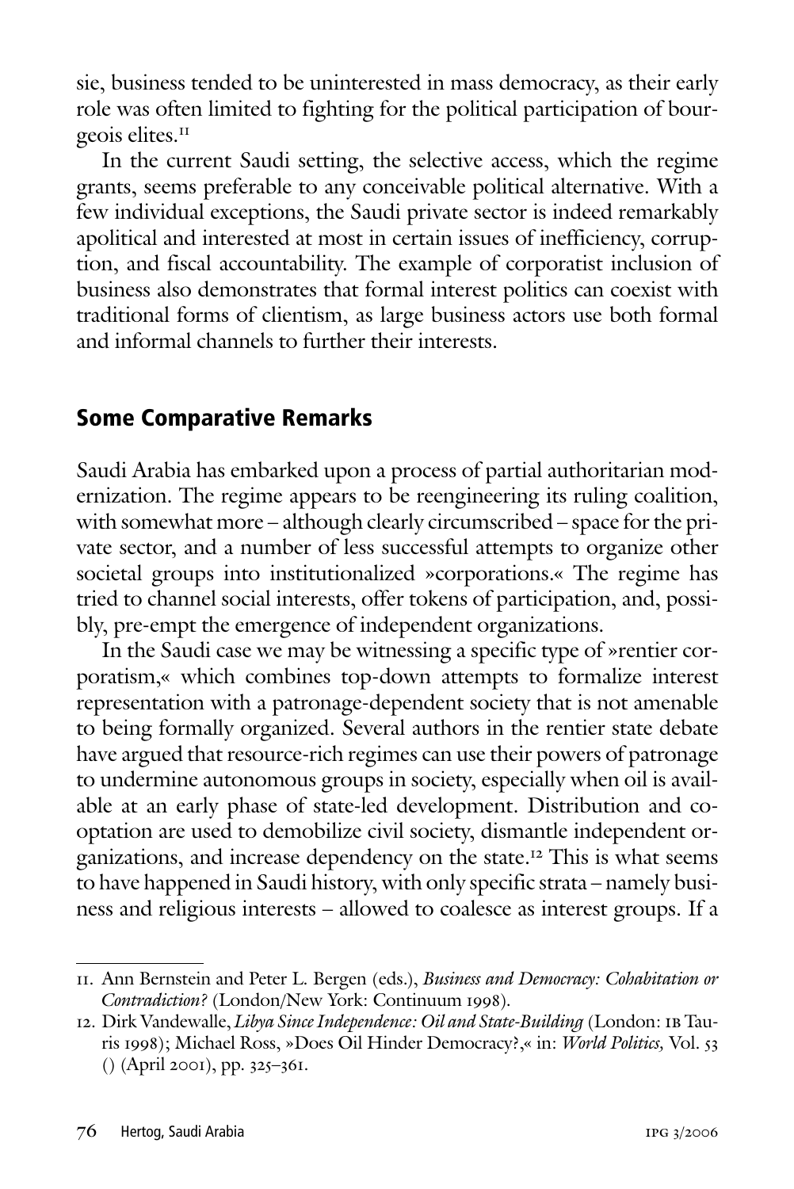sie, business tended to be uninterested in mass democracy, as their early role was often limited to fighting for the political participation of bourgeois elites.[11]

In the current Saudi setting, the selective access, which the regime grants, seems preferable to any conceivable political alternative. With a few individual exceptions, the Saudi private sector is indeed remarkably apolitical and interested at most in certain issues of inefficiency, corruption, and fiscal accountability. The example of corporatist inclusion of business also demonstrates that formal interest politics can coexist with traditional forms of clientism, as large business actors use both formal and informal channels to further their interests.

## Some Comparative Remarks

Saudi Arabia has embarked upon a process of partial authoritarian modernization. The regime appears to be reengineering its ruling coalition, with somewhat more – although clearly circumscribed – space for the private sector, and a number of less successful attempts to organize other societal groups into institutionalized »corporations.« The regime has tried to channel social interests, offer tokens of participation, and, possibly, pre-empt the emergence of independent organizations.

In the Saudi case we may be witnessing a specific type of »rentier corporatism,« which combines top-down attempts to formalize interest representation with a patronage-dependent society that is not amenable to being formally organized. Several authors in the rentier state debate have argued that resource-rich regimes can use their powers of patronage to undermine autonomous groups in society, especially when oil is available at an early phase of state-led development. Distribution and co-optation are used to demobilize civil society, dismantle independent organizations, and increase dependency on the state.[12] This is what seems to have happened in Saudi history, with only specific strata – namely business and religious interests – allowed to coalesce as interest groups. If a

---

11. Ann Bernstein and Peter L. Bergen (eds.), *Business and Democracy: Cohabitation or Contradiction?* (London/New York: Continuum 1998).

12. Dirk Vandewalle, *Libya Since Independence: Oil and State-Building* (London: IB Tauris 1998); Michael Ross, »Does Oil Hinder Democracy?,« in: *World Politics,* Vol. 53 () (April 2001), pp. 325–361.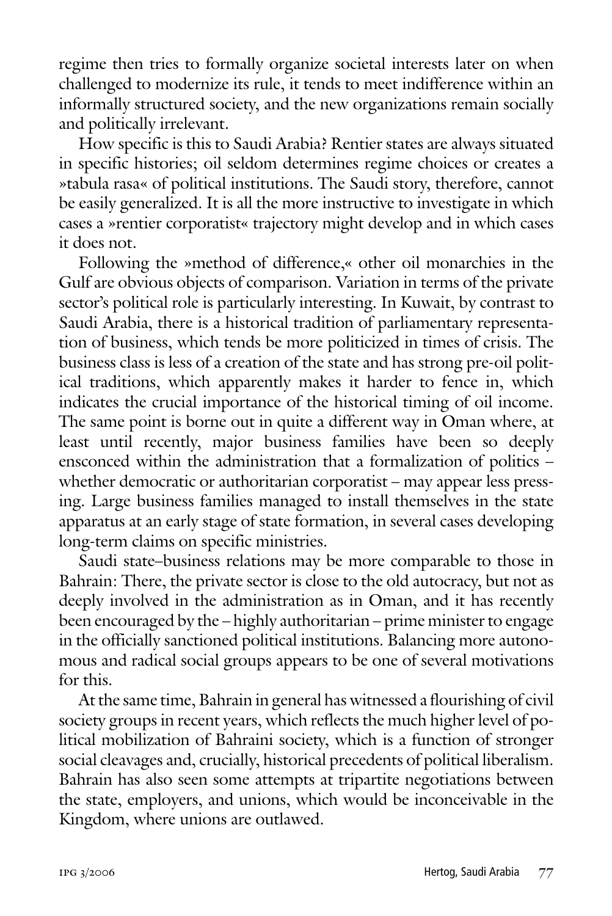regime then tries to formally organize societal interests later on when challenged to modernize its rule, it tends to meet indifference within an informally structured society, and the new organizations remain socially and politically irrelevant.

How specific is this to Saudi Arabia? Rentier states are always situated in specific histories; oil seldom determines regime choices or creates a »tabula rasa« of political institutions. The Saudi story, therefore, cannot be easily generalized. It is all the more instructive to investigate in which cases a »rentier corporatist« trajectory might develop and in which cases it does not.

Following the »method of difference,« other oil monarchies in the Gulf are obvious objects of comparison. Variation in terms of the private sector's political role is particularly interesting. In Kuwait, by contrast to Saudi Arabia, there is a historical tradition of parliamentary representation of business, which tends be more politicized in times of crisis. The business class is less of a creation of the state and has strong pre-oil political traditions, which apparently makes it harder to fence in, which indicates the crucial importance of the historical timing of oil income. The same point is borne out in quite a different way in Oman where, at least until recently, major business families have been so deeply ensconced within the administration that a formalization of politics – whether democratic or authoritarian corporatist – may appear less pressing. Large business families managed to install themselves in the state apparatus at an early stage of state formation, in several cases developing long-term claims on specific ministries.

Saudi state–business relations may be more comparable to those in Bahrain: There, the private sector is close to the old autocracy, but not as deeply involved in the administration as in Oman, and it has recently been encouraged by the – highly authoritarian – prime minister to engage in the officially sanctioned political institutions. Balancing more autonomous and radical social groups appears to be one of several motivations for this.

At the same time, Bahrain in general has witnessed a flourishing of civil society groups in recent years, which reflects the much higher level of political mobilization of Bahraini society, which is a function of stronger social cleavages and, crucially, historical precedents of political liberalism. Bahrain has also seen some attempts at tripartite negotiations between the state, employers, and unions, which would be inconceivable in the Kingdom, where unions are outlawed.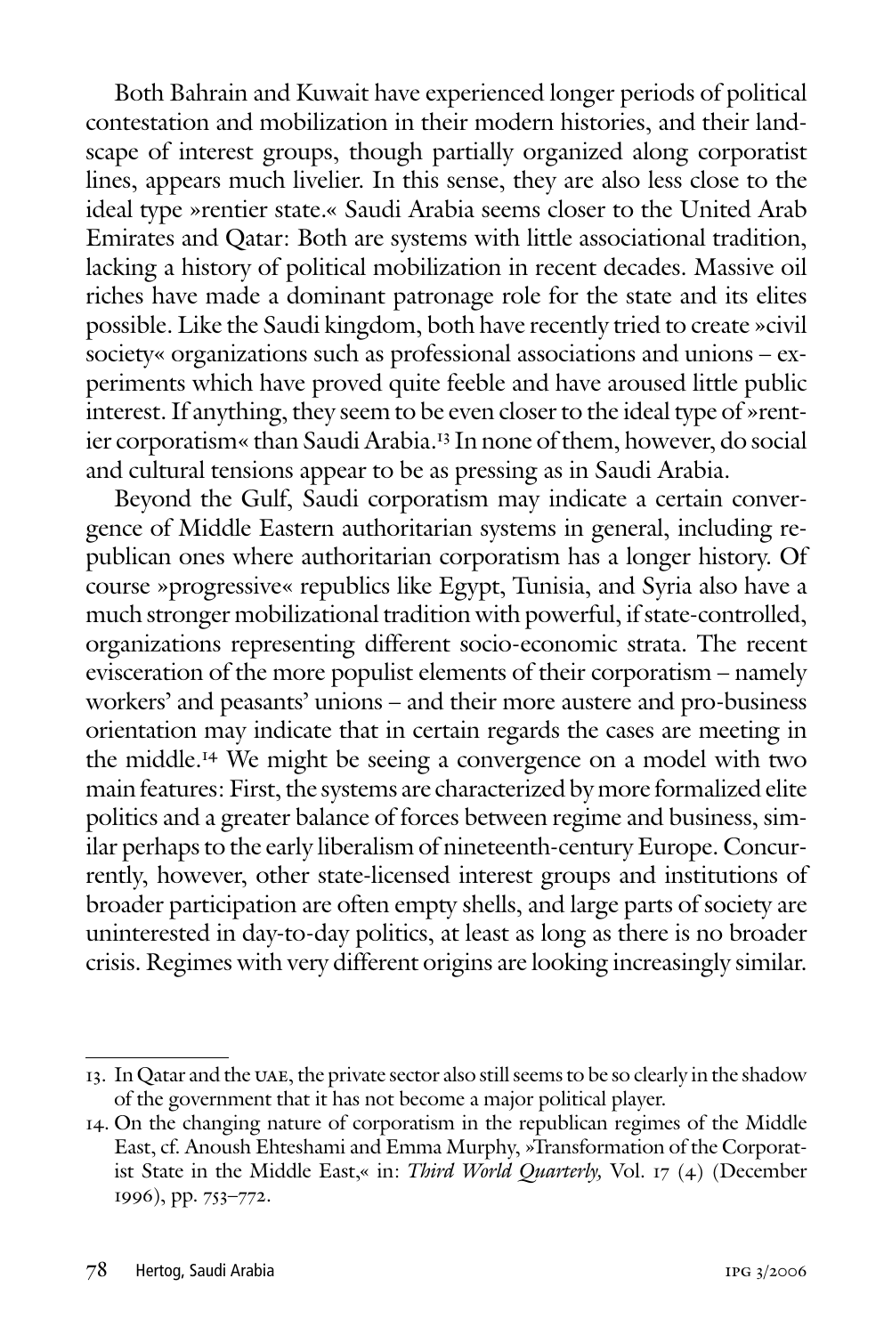Both Bahrain and Kuwait have experienced longer periods of political contestation and mobilization in their modern histories, and their landscape of interest groups, though partially organized along corporatist lines, appears much livelier. In this sense, they are also less close to the ideal type »rentier state.« Saudi Arabia seems closer to the United Arab Emirates and Qatar: Both are systems with little associational tradition, lacking a history of political mobilization in recent decades. Massive oil riches have made a dominant patronage role for the state and its elites possible. Like the Saudi kingdom, both have recently tried to create »civil society« organizations such as professional associations and unions – experiments which have proved quite feeble and have aroused little public interest. If anything, they seem to be even closer to the ideal type of »rentier corporatism« than Saudi Arabia.[13] In none of them, however, do social and cultural tensions appear to be as pressing as in Saudi Arabia.

Beyond the Gulf, Saudi corporatism may indicate a certain convergence of Middle Eastern authoritarian systems in general, including republican ones where authoritarian corporatism has a longer history. Of course »progressive« republics like Egypt, Tunisia, and Syria also have a much stronger mobilizational tradition with powerful, if state-controlled, organizations representing different socio-economic strata. The recent evisceration of the more populist elements of their corporatism – namely workers' and peasants' unions – and their more austere and pro-business orientation may indicate that in certain regards the cases are meeting in the middle.[14] We might be seeing a convergence on a model with two main features: First, the systems are characterized by more formalized elite politics and a greater balance of forces between regime and business, similar perhaps to the early liberalism of nineteenth-century Europe. Concurrently, however, other state-licensed interest groups and institutions of broader participation are often empty shells, and large parts of society are uninterested in day-to-day politics, at least as long as there is no broader crisis. Regimes with very different origins are looking increasingly similar.

---

13. In Qatar and the UAE, the private sector also still seems to be so clearly in the shadow of the government that it has not become a major political player.

14. On the changing nature of corporatism in the republican regimes of the Middle East, cf. Anoush Ehteshami and Emma Murphy, »Transformation of the Corporatist State in the Middle East,« in: *Third World Quarterly,* Vol. 17 (4) (December 1996), pp. 753–772.